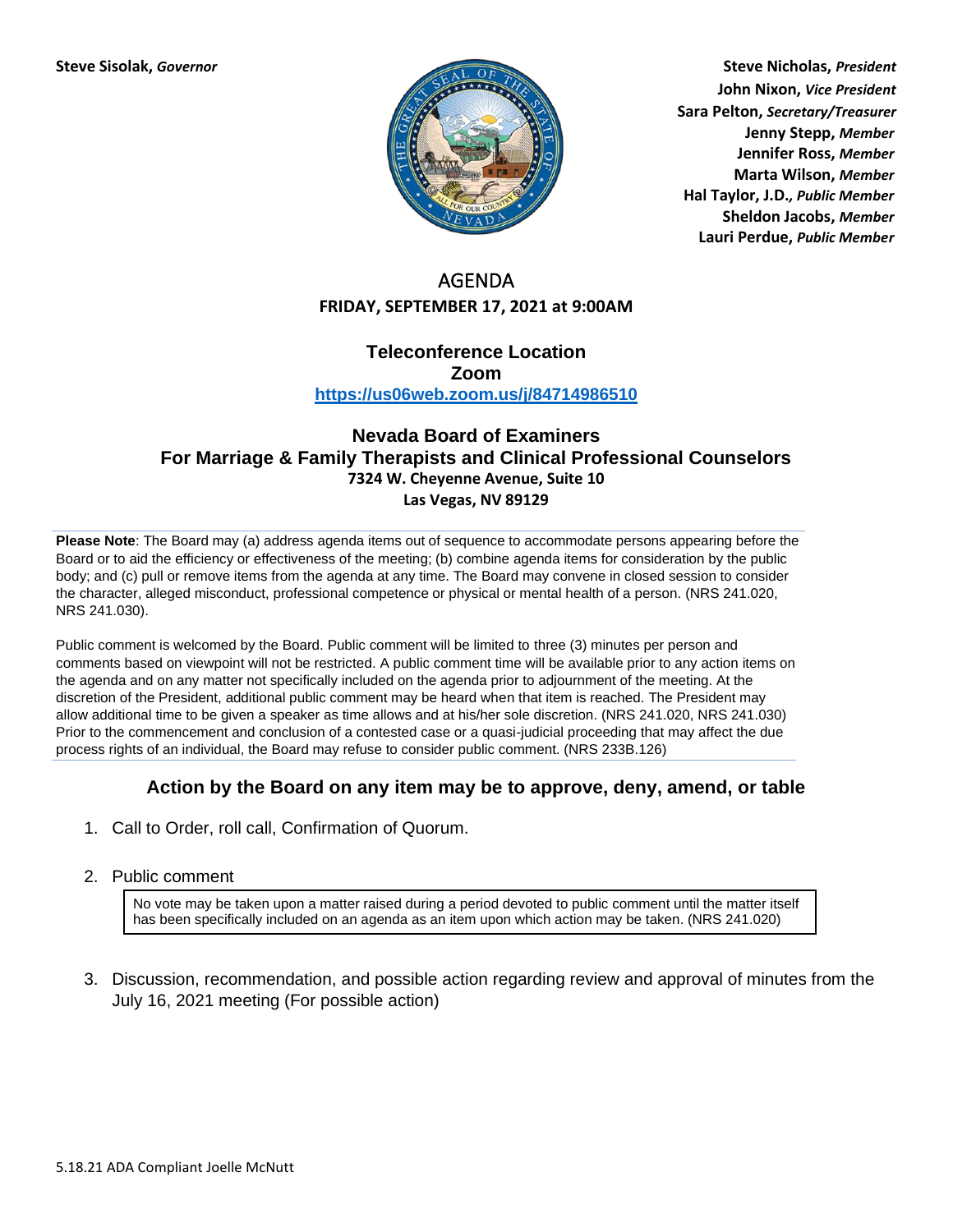**Steve Sisolak,** ***Governor***

**Steve Nicholas,** ***President***
**John Nixon,** ***Vice President***
**Sara Pelton,** ***Secretary/Treasurer***
**Jenny Stepp,** ***Member***
**Jennifer Ross,** ***Member***
**Marta Wilson,** ***Member***
**Hal Taylor, J.D.,** ***Public Member***
**Sheldon Jacobs,** ***Member***
**Lauri Perdue,** ***Public Member***

# AGENDA

**FRIDAY, SEPTEMBER 17, 2021 at 9:00AM**

## Teleconference Location
## Zoom

**https://us06web.zoom.us/j/84714986510**

## Nevada Board of Examiners
## For Marriage & Family Therapists and Clinical Professional Counselors

**7324 W. Cheyenne Avenue, Suite 10**
**Las Vegas, NV 89129**

---

**Please Note**: The Board may (a) address agenda items out of sequence to accommodate persons appearing before the Board or to aid the efficiency or effectiveness of the meeting; (b) combine agenda items for consideration by the public body; and (c) pull or remove items from the agenda at any time. The Board may convene in closed session to consider the character, alleged misconduct, professional competence or physical or mental health of a person. (NRS 241.020, NRS 241.030).

Public comment is welcomed by the Board. Public comment will be limited to three (3) minutes per person and comments based on viewpoint will not be restricted. A public comment time will be available prior to any action items on the agenda and on any matter not specifically included on the agenda prior to adjournment of the meeting. At the discretion of the President, additional public comment may be heard when that item is reached. The President may allow additional time to be given a speaker as time allows and at his/her sole discretion. (NRS 241.020, NRS 241.030) Prior to the commencement and conclusion of a contested case or a quasi-judicial proceeding that may affect the due process rights of an individual, the Board may refuse to consider public comment. (NRS 233B.126)

---

### Action by the Board on any item may be to approve, deny, amend, or table

1. Call to Order, roll call, Confirmation of Quorum.

2. Public comment

   > No vote may be taken upon a matter raised during a period devoted to public comment until the matter itself has been specifically included on an agenda as an item upon which action may be taken. (NRS 241.020)

3. Discussion, recommendation, and possible action regarding review and approval of minutes from the July 16, 2021 meeting (For possible action)

5.18.21 ADA Compliant Joelle McNutt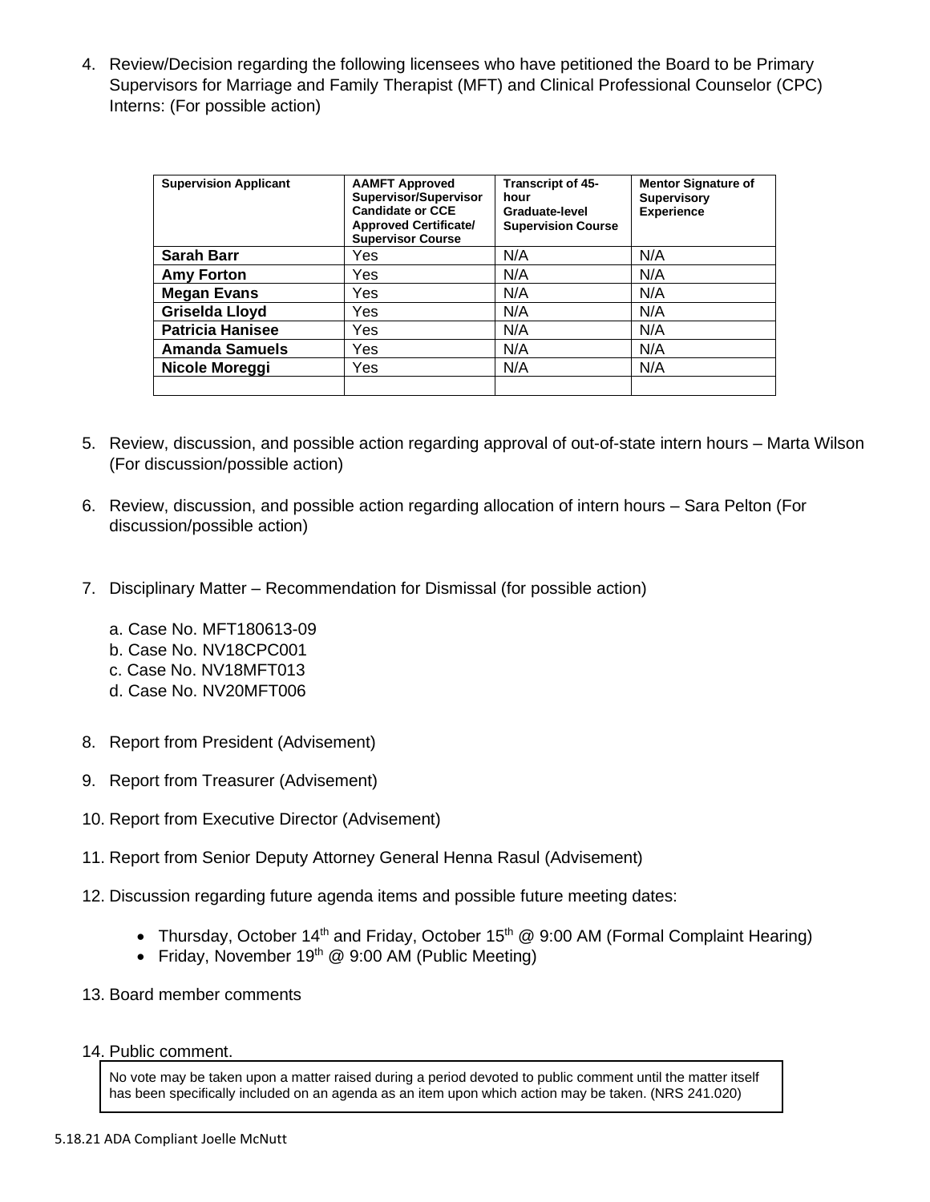4. Review/Decision regarding the following licensees who have petitioned the Board to be Primary Supervisors for Marriage and Family Therapist (MFT) and Clinical Professional Counselor (CPC) Interns: (For possible action)

| Supervision Applicant | AAMFT Approved Supervisor/Supervisor Candidate or CCE Approved Certificate/ Supervisor Course | Transcript of 45-hour Graduate-level Supervision Course | Mentor Signature of Supervisory Experience |
|---|---|---|---|
| **Sarah Barr** | Yes | N/A | N/A |
| **Amy Forton** | Yes | N/A | N/A |
| **Megan Evans** | Yes | N/A | N/A |
| **Griselda Lloyd** | Yes | N/A | N/A |
| **Patricia Hanisee** | Yes | N/A | N/A |
| **Amanda Samuels** | Yes | N/A | N/A |
| **Nicole Moreggi** | Yes | N/A | N/A |
| | | | |

5. Review, discussion, and possible action regarding approval of out-of-state intern hours – Marta Wilson (For discussion/possible action)

6. Review, discussion, and possible action regarding allocation of intern hours – Sara Pelton (For discussion/possible action)

7. Disciplinary Matter – Recommendation for Dismissal (for possible action)

   a. Case No. MFT180613-09
   b. Case No. NV18CPC001
   c. Case No. NV18MFT013
   d. Case No. NV20MFT006

8. Report from President (Advisement)

9. Report from Treasurer (Advisement)

10. Report from Executive Director (Advisement)

11. Report from Senior Deputy Attorney General Henna Rasul (Advisement)

12. Discussion regarding future agenda items and possible future meeting dates:

    - Thursday, October 14th and Friday, October 15th @ 9:00 AM (Formal Complaint Hearing)
    - Friday, November 19th @ 9:00 AM (Public Meeting)

13. Board member comments

14. Public comment.

No vote may be taken upon a matter raised during a period devoted to public comment until the matter itself has been specifically included on an agenda as an item upon which action may be taken. (NRS 241.020)

5.18.21 ADA Compliant Joelle McNutt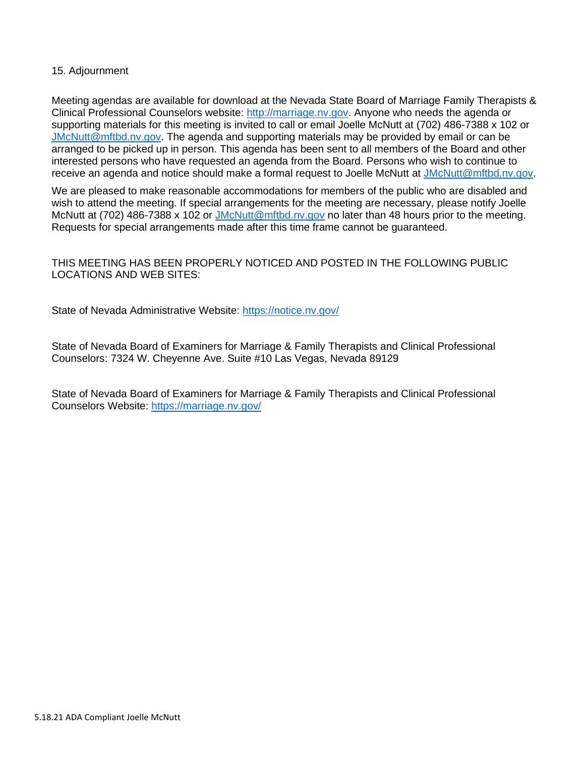15. Adjournment

Meeting agendas are available for download at the Nevada State Board of Marriage Family Therapists & Clinical Professional Counselors website: http://marriage.nv.gov. Anyone who needs the agenda or supporting materials for this meeting is invited to call or email Joelle McNutt at (702) 486-7388 x 102 or JMcNutt@mftbd.nv.gov. The agenda and supporting materials may be provided by email or can be arranged to be picked up in person. This agenda has been sent to all members of the Board and other interested persons who have requested an agenda from the Board. Persons who wish to continue to receive an agenda and notice should make a formal request to Joelle McNutt at JMcNutt@mftbd.nv.gov.

We are pleased to make reasonable accommodations for members of the public who are disabled and wish to attend the meeting. If special arrangements for the meeting are necessary, please notify Joelle McNutt at (702) 486-7388 x 102 or JMcNutt@mftbd.nv.gov no later than 48 hours prior to the meeting. Requests for special arrangements made after this time frame cannot be guaranteed.

THIS MEETING HAS BEEN PROPERLY NOTICED AND POSTED IN THE FOLLOWING PUBLIC LOCATIONS AND WEB SITES:

State of Nevada Administrative Website: https://notice.nv.gov/

State of Nevada Board of Examiners for Marriage & Family Therapists and Clinical Professional Counselors: 7324 W. Cheyenne Ave. Suite #10 Las Vegas, Nevada 89129

State of Nevada Board of Examiners for Marriage & Family Therapists and Clinical Professional Counselors Website: https://marriage.nv.gov/

5.18.21 ADA Compliant Joelle McNutt